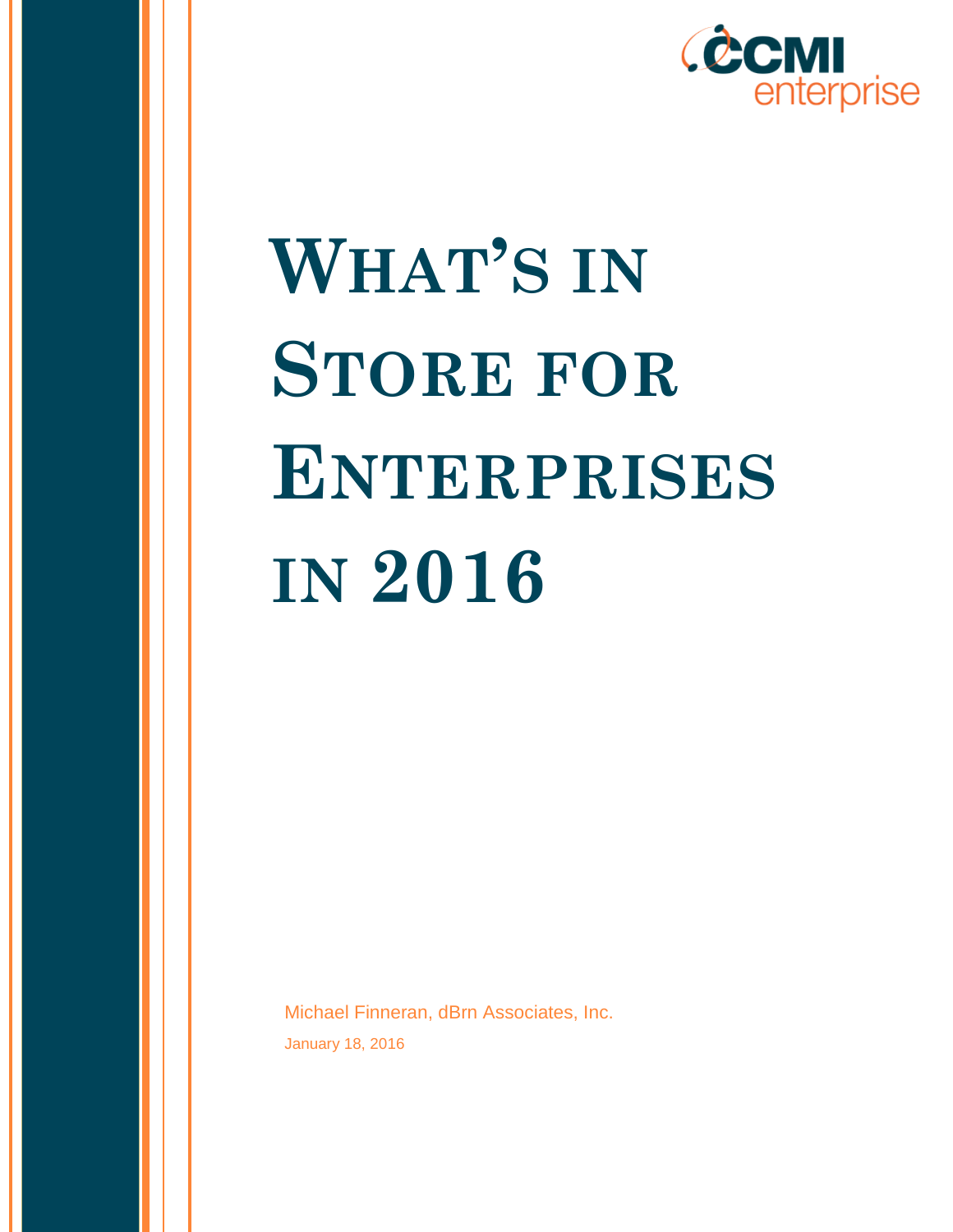# What's in Store for Enterprises in 2016

Michael Finneran, dBrn Associates, Inc.

January 18, 2016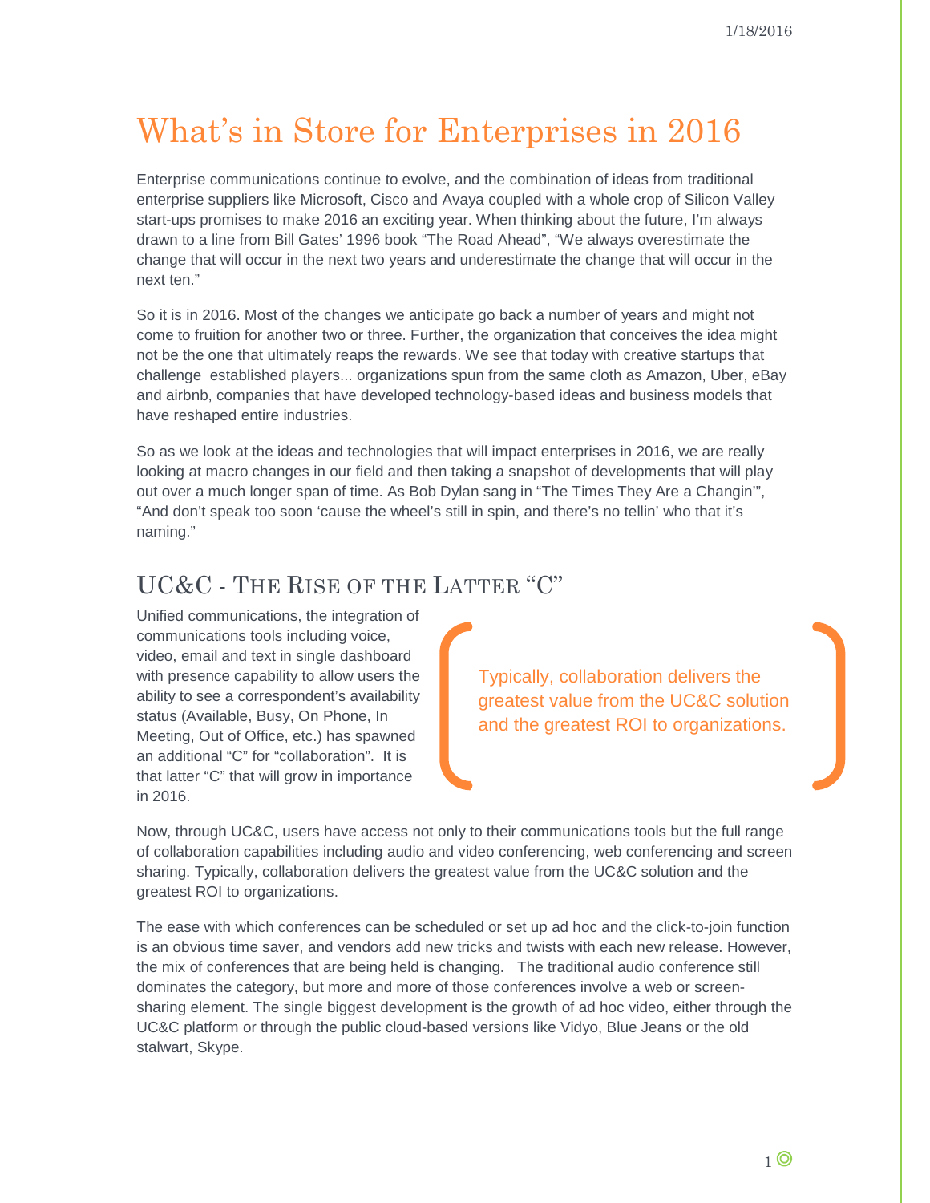# What's in Store for Enterprises in 2016

Enterprise communications continue to evolve, and the combination of ideas from traditional enterprise suppliers like Microsoft, Cisco and Avaya coupled with a whole crop of Silicon Valley start-ups promises to make 2016 an exciting year. When thinking about the future, I'm always drawn to a line from Bill Gates' 1996 book "The Road Ahead", "We always overestimate the change that will occur in the next two years and underestimate the change that will occur in the next ten."

So it is in 2016. Most of the changes we anticipate go back a number of years and might not come to fruition for another two or three. Further, the organization that conceives the idea might not be the one that ultimately reaps the rewards. We see that today with creative startups that challenge established players... organizations spun from the same cloth as Amazon, Uber, eBay and airbnb, companies that have developed technology-based ideas and business models that have reshaped entire industries.

So as we look at the ideas and technologies that will impact enterprises in 2016, we are really looking at macro changes in our field and then taking a snapshot of developments that will play out over a much longer span of time. As Bob Dylan sang in "The Times They Are a Changin'", "And don't speak too soon 'cause the wheel's still in spin, and there's no tellin' who that it's naming."

## UC&C - The Rise of the Latter "C"

Unified communications, the integration of communications tools including voice, video, email and text in single dashboard with presence capability to allow users the ability to see a correspondent's availability status (Available, Busy, On Phone, In Meeting, Out of Office, etc.) has spawned an additional "C" for "collaboration". It is that latter "C" that will grow in importance in 2016.

> Typically, collaboration delivers the greatest value from the UC&C solution and the greatest ROI to organizations.

Now, through UC&C, users have access not only to their communications tools but the full range of collaboration capabilities including audio and video conferencing, web conferencing and screen sharing. Typically, collaboration delivers the greatest value from the UC&C solution and the greatest ROI to organizations.

The ease with which conferences can be scheduled or set up ad hoc and the click-to-join function is an obvious time saver, and vendors add new tricks and twists with each new release. However, the mix of conferences that are being held is changing. The traditional audio conference still dominates the category, but more and more of those conferences involve a web or screen-sharing element. The single biggest development is the growth of ad hoc video, either through the UC&C platform or through the public cloud-based versions like Vidyo, Blue Jeans or the old stalwart, Skype.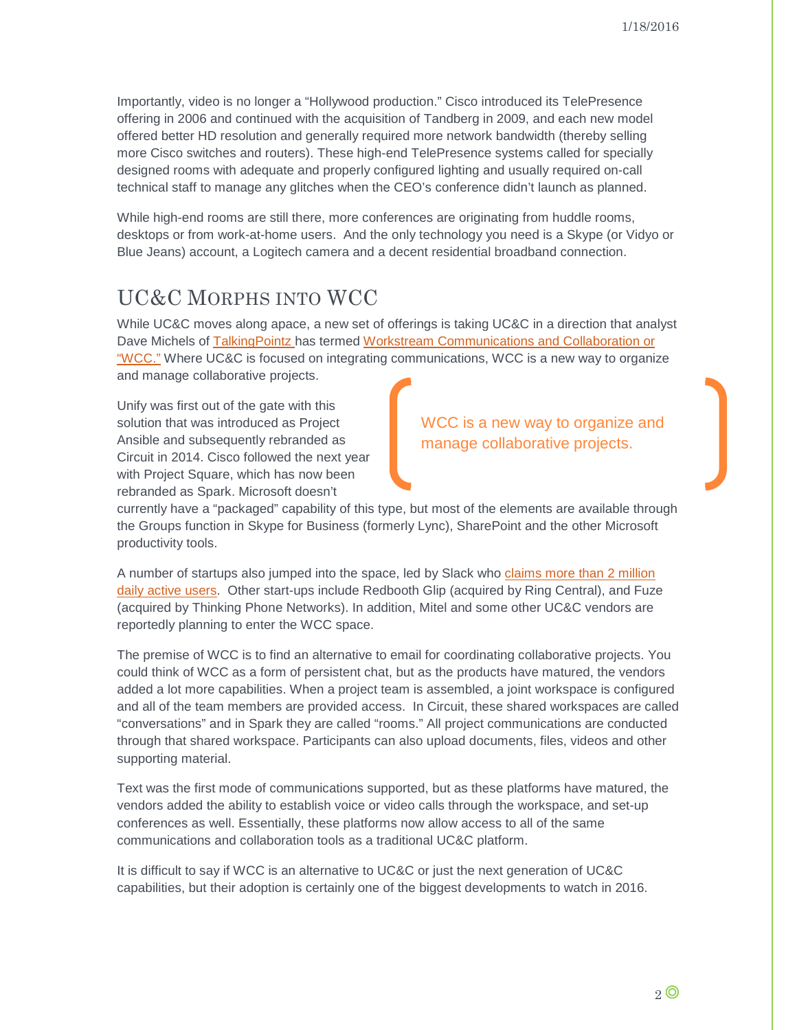Importantly, video is no longer a "Hollywood production." Cisco introduced its TelePresence offering in 2006 and continued with the acquisition of Tandberg in 2009, and each new model offered better HD resolution and generally required more network bandwidth (thereby selling more Cisco switches and routers). These high-end TelePresence systems called for specially designed rooms with adequate and properly configured lighting and usually required on-call technical staff to manage any glitches when the CEO's conference didn't launch as planned.

While high-end rooms are still there, more conferences are originating from huddle rooms, desktops or from work-at-home users. And the only technology you need is a Skype (or Vidyo or Blue Jeans) account, a Logitech camera and a decent residential broadband connection.

## UC&C Morphs into WCC

While UC&C moves along apace, a new set of offerings is taking UC&C in a direction that analyst Dave Michels of TalkingPointz has termed Workstream Communications and Collaboration or "WCC." Where UC&C is focused on integrating communications, WCC is a new way to organize and manage collaborative projects.

> WCC is a new way to organize and manage collaborative projects.

Unify was first out of the gate with this solution that was introduced as Project Ansible and subsequently rebranded as Circuit in 2014. Cisco followed the next year with Project Square, which has now been rebranded as Spark. Microsoft doesn't currently have a "packaged" capability of this type, but most of the elements are available through the Groups function in Skype for Business (formerly Lync), SharePoint and the other Microsoft productivity tools.

A number of startups also jumped into the space, led by Slack who claims more than 2 million daily active users. Other start-ups include Redbooth Glip (acquired by Ring Central), and Fuze (acquired by Thinking Phone Networks). In addition, Mitel and some other UC&C vendors are reportedly planning to enter the WCC space.

The premise of WCC is to find an alternative to email for coordinating collaborative projects. You could think of WCC as a form of persistent chat, but as the products have matured, the vendors added a lot more capabilities. When a project team is assembled, a joint workspace is configured and all of the team members are provided access. In Circuit, these shared workspaces are called "conversations" and in Spark they are called "rooms." All project communications are conducted through that shared workspace. Participants can also upload documents, files, videos and other supporting material.

Text was the first mode of communications supported, but as these platforms have matured, the vendors added the ability to establish voice or video calls through the workspace, and set-up conferences as well. Essentially, these platforms now allow access to all of the same communications and collaboration tools as a traditional UC&C platform.

It is difficult to say if WCC is an alternative to UC&C or just the next generation of UC&C capabilities, but their adoption is certainly one of the biggest developments to watch in 2016.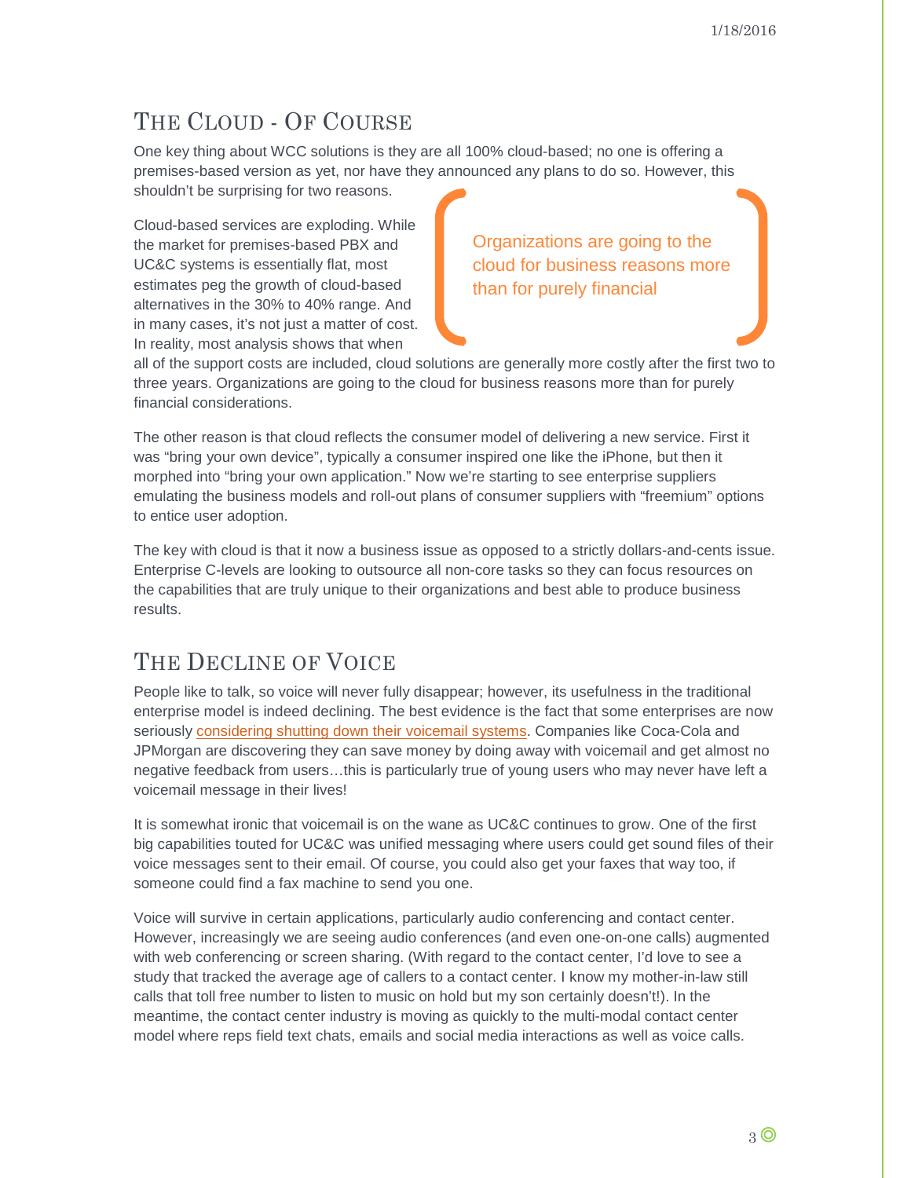## The Cloud - Of Course

One key thing about WCC solutions is they are all 100% cloud-based; no one is offering a premises-based version as yet, nor have they announced any plans to do so. However, this shouldn't be surprising for two reasons.

> Organizations are going to the cloud for business reasons more than for purely financial

Cloud-based services are exploding. While the market for premises-based PBX and UC&C systems is essentially flat, most estimates peg the growth of cloud-based alternatives in the 30% to 40% range. And in many cases, it's not just a matter of cost. In reality, most analysis shows that when all of the support costs are included, cloud solutions are generally more costly after the first two to three years. Organizations are going to the cloud for business reasons more than for purely financial considerations.

The other reason is that cloud reflects the consumer model of delivering a new service. First it was "bring your own device", typically a consumer inspired one like the iPhone, but then it morphed into "bring your own application." Now we're starting to see enterprise suppliers emulating the business models and roll-out plans of consumer suppliers with "freemium" options to entice user adoption.

The key with cloud is that it now a business issue as opposed to a strictly dollars-and-cents issue. Enterprise C-levels are looking to outsource all non-core tasks so they can focus resources on the capabilities that are truly unique to their organizations and best able to produce business results.

## The Decline of Voice

People like to talk, so voice will never fully disappear; however, its usefulness in the traditional enterprise model is indeed declining. The best evidence is the fact that some enterprises are now seriously considering shutting down their voicemail systems. Companies like Coca-Cola and JPMorgan are discovering they can save money by doing away with voicemail and get almost no negative feedback from users…this is particularly true of young users who may never have left a voicemail message in their lives!

It is somewhat ironic that voicemail is on the wane as UC&C continues to grow. One of the first big capabilities touted for UC&C was unified messaging where users could get sound files of their voice messages sent to their email. Of course, you could also get your faxes that way too, if someone could find a fax machine to send you one.

Voice will survive in certain applications, particularly audio conferencing and contact center. However, increasingly we are seeing audio conferences (and even one-on-one calls) augmented with web conferencing or screen sharing. (With regard to the contact center, I'd love to see a study that tracked the average age of callers to a contact center. I know my mother-in-law still calls that toll free number to listen to music on hold but my son certainly doesn't!). In the meantime, the contact center industry is moving as quickly to the multi-modal contact center model where reps field text chats, emails and social media interactions as well as voice calls.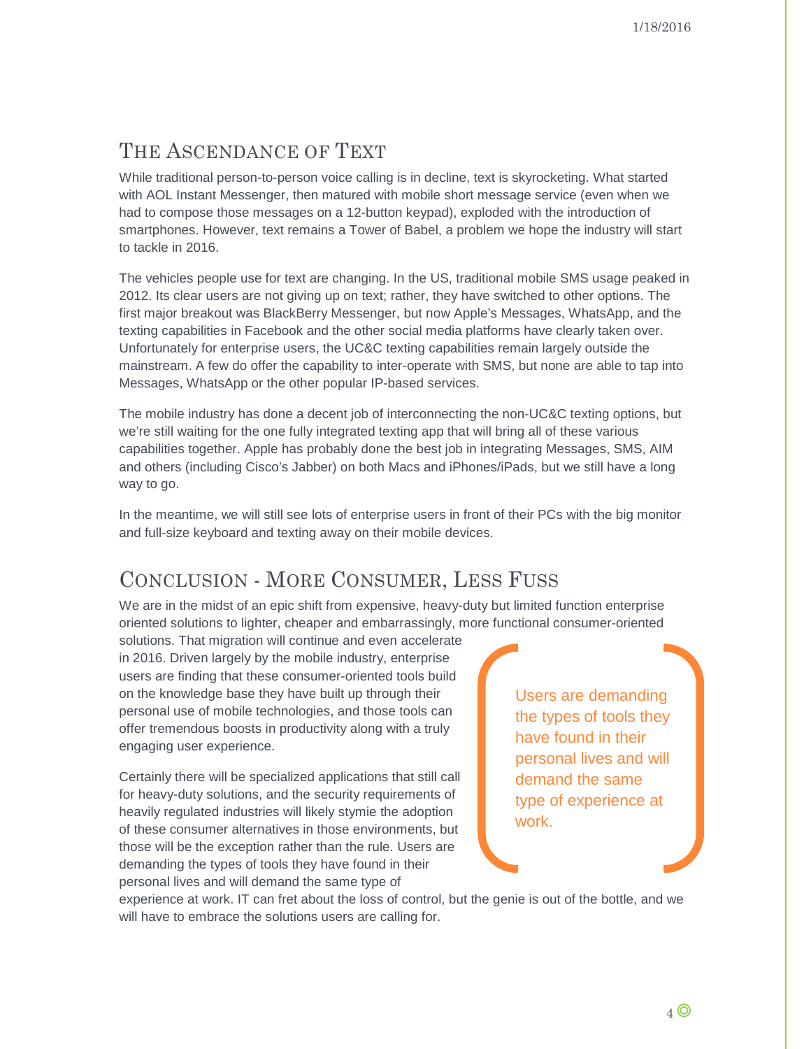## The Ascendance of Text

While traditional person-to-person voice calling is in decline, text is skyrocketing. What started with AOL Instant Messenger, then matured with mobile short message service (even when we had to compose those messages on a 12-button keypad), exploded with the introduction of smartphones. However, text remains a Tower of Babel, a problem we hope the industry will start to tackle in 2016.

The vehicles people use for text are changing. In the US, traditional mobile SMS usage peaked in 2012. Its clear users are not giving up on text; rather, they have switched to other options. The first major breakout was BlackBerry Messenger, but now Apple's Messages, WhatsApp, and the texting capabilities in Facebook and the other social media platforms have clearly taken over. Unfortunately for enterprise users, the UC&C texting capabilities remain largely outside the mainstream. A few do offer the capability to inter-operate with SMS, but none are able to tap into Messages, WhatsApp or the other popular IP-based services.

The mobile industry has done a decent job of interconnecting the non-UC&C texting options, but we're still waiting for the one fully integrated texting app that will bring all of these various capabilities together. Apple has probably done the best job in integrating Messages, SMS, AIM and others (including Cisco's Jabber) on both Macs and iPhones/iPads, but we still have a long way to go.

In the meantime, we will still see lots of enterprise users in front of their PCs with the big monitor and full-size keyboard and texting away on their mobile devices.

## Conclusion - More Consumer, Less Fuss

We are in the midst of an epic shift from expensive, heavy-duty but limited function enterprise oriented solutions to lighter, cheaper and embarrassingly, more functional consumer-oriented solutions. That migration will continue and even accelerate in 2016. Driven largely by the mobile industry, enterprise users are finding that these consumer-oriented tools build on the knowledge base they have built up through their personal use of mobile technologies, and those tools can offer tremendous boosts in productivity along with a truly engaging user experience.

> Users are demanding the types of tools they have found in their personal lives and will demand the same type of experience at work.

Certainly there will be specialized applications that still call for heavy-duty solutions, and the security requirements of heavily regulated industries will likely stymie the adoption of these consumer alternatives in those environments, but those will be the exception rather than the rule. Users are demanding the types of tools they have found in their personal lives and will demand the same type of experience at work. IT can fret about the loss of control, but the genie is out of the bottle, and we will have to embrace the solutions users are calling for.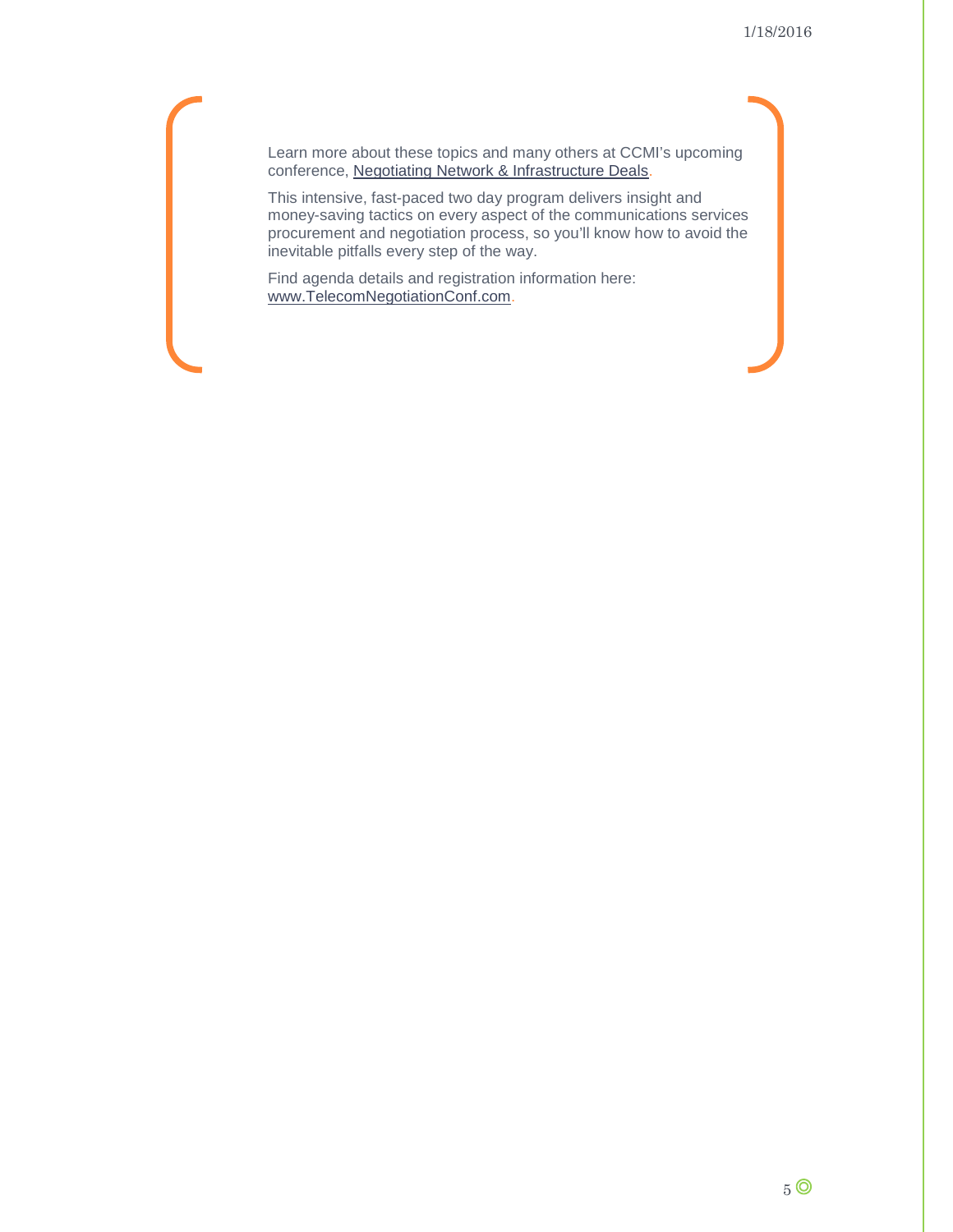Learn more about these topics and many others at CCMI's upcoming conference, Negotiating Network & Infrastructure Deals.

This intensive, fast-paced two day program delivers insight and money-saving tactics on every aspect of the communications services procurement and negotiation process, so you'll know how to avoid the inevitable pitfalls every step of the way.

Find agenda details and registration information here: www.TelecomNegotiationConf.com.